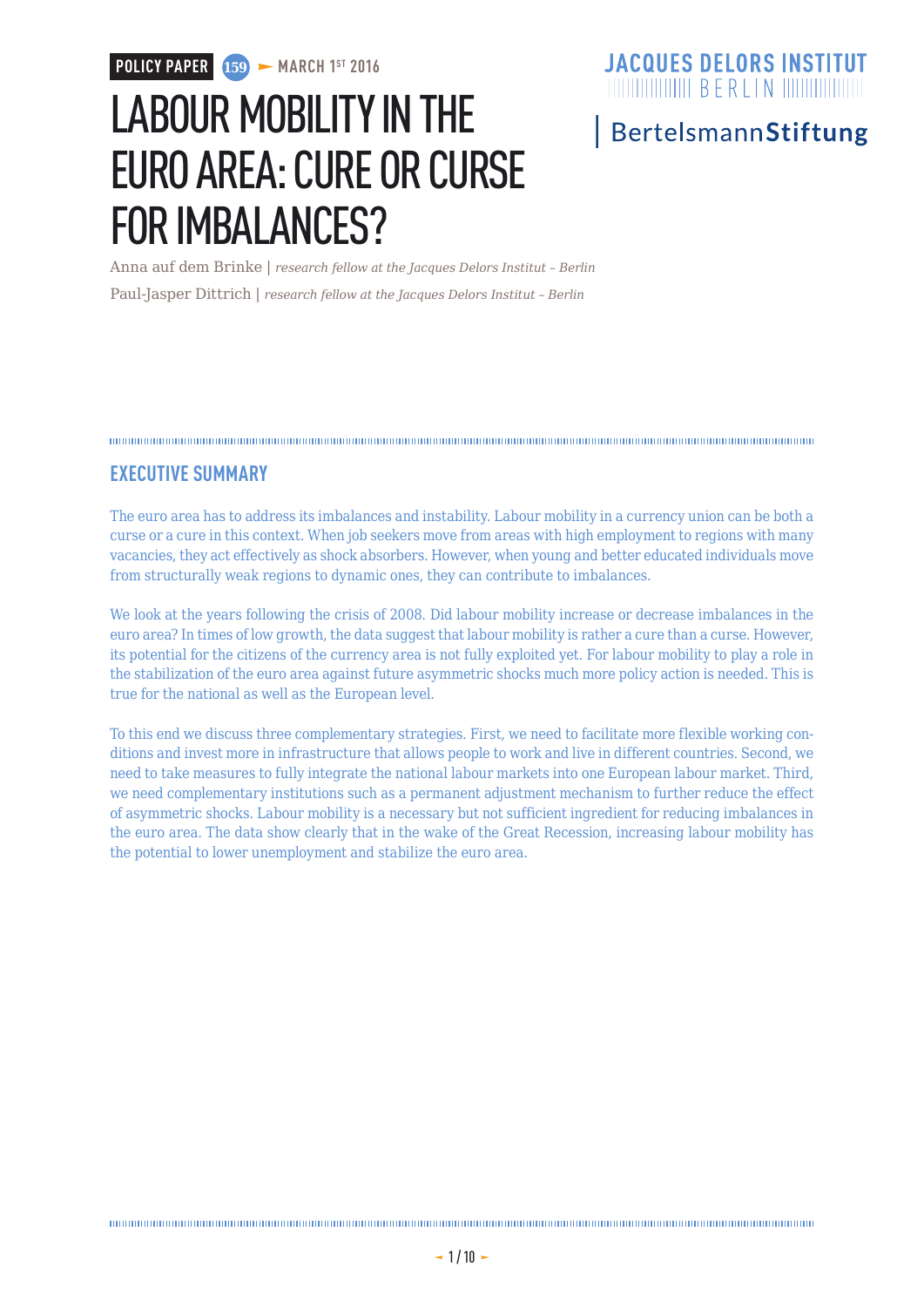POLICY PAPER 159 — MARCH 1ST 2016

JACQUES DELORS INSTITUT BERLIN

BertelsmannStiftung

# LABOUR MOBILITY IN THE EURO AREA: CURE OR CURSE FOR IMBALANCES?

Anna auf dem Brinke | *research fellow at the Jacques Delors Institut – Berlin*

Paul-Jasper Dittrich | *research fellow at the Jacques Delors Institut – Berlin*

## EXECUTIVE SUMMARY

The euro area has to address its imbalances and instability. Labour mobility in a currency union can be both a curse or a cure in this context. When job seekers move from areas with high employment to regions with many vacancies, they act effectively as shock absorbers. However, when young and better educated individuals move from structurally weak regions to dynamic ones, they can contribute to imbalances.

We look at the years following the crisis of 2008. Did labour mobility increase or decrease imbalances in the euro area? In times of low growth, the data suggest that labour mobility is rather a cure than a curse. However, its potential for the citizens of the currency area is not fully exploited yet. For labour mobility to play a role in the stabilization of the euro area against future asymmetric shocks much more policy action is needed. This is true for the national as well as the European level.

To this end we discuss three complementary strategies. First, we need to facilitate more flexible working conditions and invest more in infrastructure that allows people to work and live in different countries. Second, we need to take measures to fully integrate the national labour markets into one European labour market. Third, we need complementary institutions such as a permanent adjustment mechanism to further reduce the effect of asymmetric shocks. Labour mobility is a necessary but not sufficient ingredient for reducing imbalances in the euro area. The data show clearly that in the wake of the Great Recession, increasing labour mobility has the potential to lower unemployment and stabilize the euro area.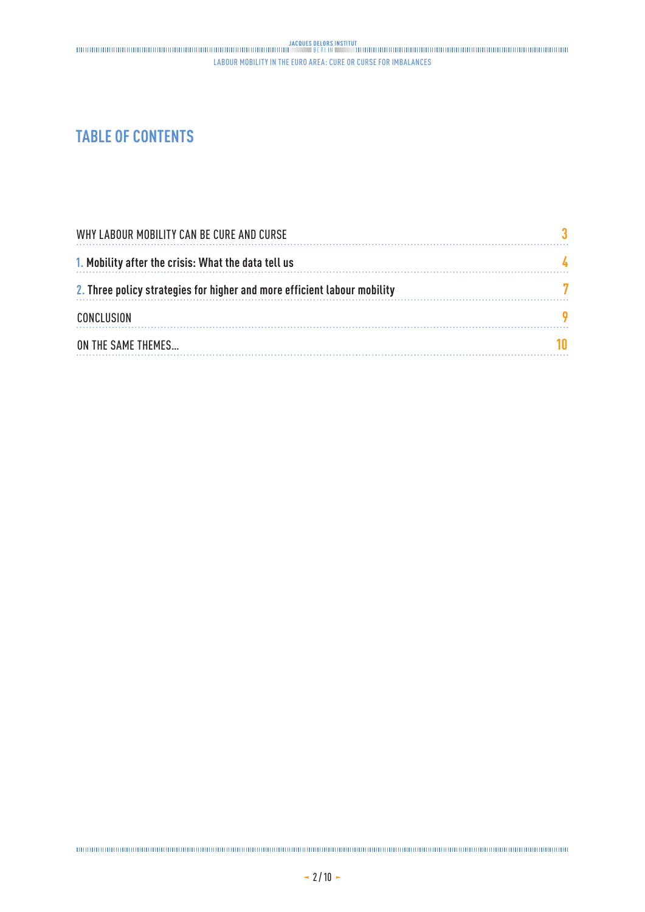# TABLE OF CONTENTS

| | |
|---|---|
| WHY LABOUR MOBILITY CAN BE CURE AND CURSE | 3 |
| 1. **Mobility after the crisis: What the data tell us** | 4 |
| 2. **Three policy strategies for higher and more efficient labour mobility** | 7 |
| CONCLUSION | 9 |
| ON THE SAME THEMES... | 10 |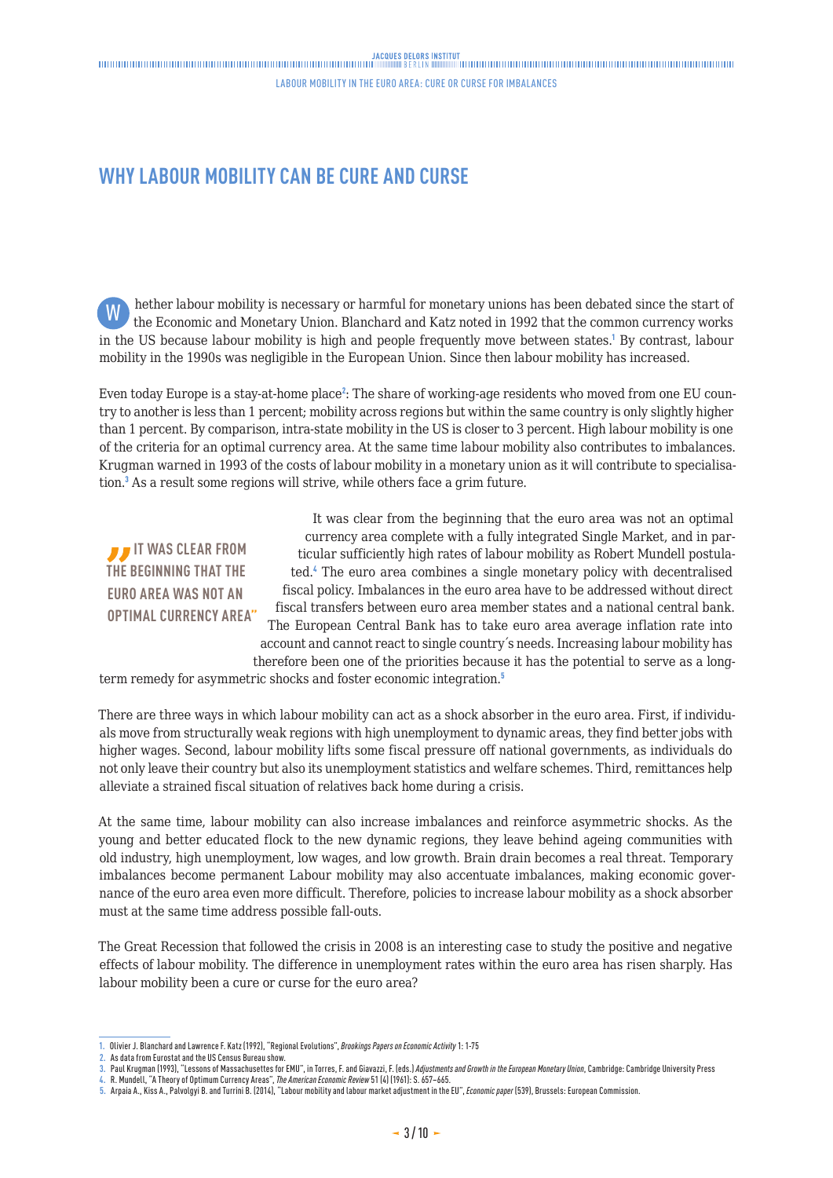## WHY LABOUR MOBILITY CAN BE CURE AND CURSE

Whether labour mobility is necessary or harmful for monetary unions has been debated since the start of the Economic and Monetary Union. Blanchard and Katz noted in 1992 that the common currency works in the US because labour mobility is high and people frequently move between states.[1] By contrast, labour mobility in the 1990s was negligible in the European Union. Since then labour mobility has increased.

Even today Europe is a stay-at-home place[2]: The share of working-age residents who moved from one EU country to another is less than 1 percent; mobility across regions but within the same country is only slightly higher than 1 percent. By comparison, intra-state mobility in the US is closer to 3 percent. High labour mobility is one of the criteria for an optimal currency area. At the same time labour mobility also contributes to imbalances. Krugman warned in 1993 of the costs of labour mobility in a monetary union as it will contribute to specialisation.[3] As a result some regions will strive, while others face a grim future.

> **"IT WAS CLEAR FROM THE BEGINNING THAT THE EURO AREA WAS NOT AN OPTIMAL CURRENCY AREA"**

It was clear from the beginning that the euro area was not an optimal currency area complete with a fully integrated Single Market, and in particular sufficiently high rates of labour mobility as Robert Mundell postulated.[4] The euro area combines a single monetary policy with decentralised fiscal policy. Imbalances in the euro area have to be addressed without direct fiscal transfers between euro area member states and a national central bank. The European Central Bank has to take euro area average inflation rate into account and cannot react to single country´s needs. Increasing labour mobility has therefore been one of the priorities because it has the potential to serve as a long-term remedy for asymmetric shocks and foster economic integration.[5]

There are three ways in which labour mobility can act as a shock absorber in the euro area. First, if individuals move from structurally weak regions with high unemployment to dynamic areas, they find better jobs with higher wages. Second, labour mobility lifts some fiscal pressure off national governments, as individuals do not only leave their country but also its unemployment statistics and welfare schemes. Third, remittances help alleviate a strained fiscal situation of relatives back home during a crisis.

At the same time, labour mobility can also increase imbalances and reinforce asymmetric shocks. As the young and better educated flock to the new dynamic regions, they leave behind ageing communities with old industry, high unemployment, low wages, and low growth. Brain drain becomes a real threat. Temporary imbalances become permanent Labour mobility may also accentuate imbalances, making economic governance of the euro area even more difficult. Therefore, policies to increase labour mobility as a shock absorber must at the same time address possible fall-outs.

The Great Recession that followed the crisis in 2008 is an interesting case to study the positive and negative effects of labour mobility. The difference in unemployment rates within the euro area has risen sharply. Has labour mobility been a cure or curse for the euro area?

---

1. Olivier J. Blanchard and Lawrence F. Katz (1992), "Regional Evolutions", *Brookings Papers on Economic Activity* 1: 1-75
2. As data from Eurostat and the US Census Bureau show.
3. Paul Krugman (1993), "Lessons of Massachusettes for EMU", in Torres, F. and Giavazzi, F. (eds.) *Adjustments and Growth in the European Monetary Union*, Cambridge: Cambridge University Press
4. R. Mundell, "A Theory of Optimum Currency Areas", *The American Economic Review* 51 (4) (1961): S. 657–665.
5. Arpaia A., Kiss A., Palvolgyi B. and Turrini B. (2014), "Labour mobility and labour market adjustment in the EU", *Economic paper* (539), Brussels: European Commission.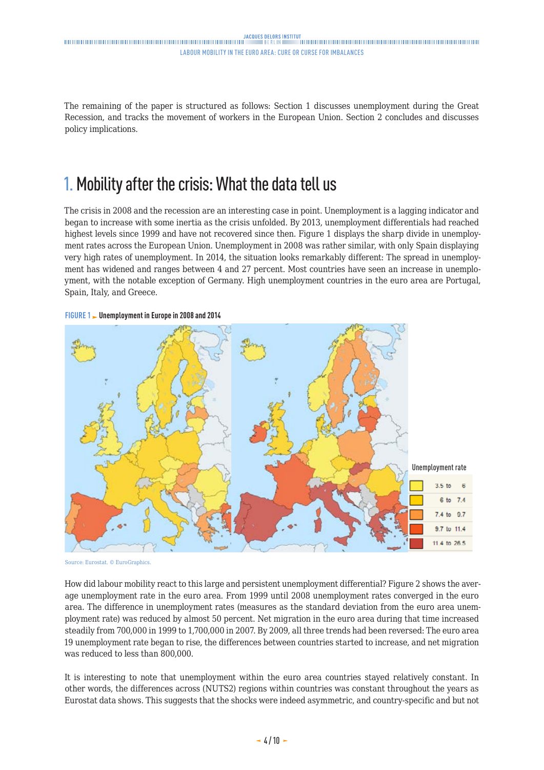The remaining of the paper is structured as follows: Section 1 discusses unemployment during the Great Recession, and tracks the movement of workers in the European Union. Section 2 concludes and discusses policy implications.

# 1. Mobility after the crisis: What the data tell us

The crisis in 2008 and the recession are an interesting case in point. Unemployment is a lagging indicator and began to increase with some inertia as the crisis unfolded. By 2013, unemployment differentials had reached highest levels since 1999 and have not recovered since then. Figure 1 displays the sharp divide in unemployment rates across the European Union. Unemployment in 2008 was rather similar, with only Spain displaying very high rates of unemployment. In 2014, the situation looks remarkably different: The spread in unemployment has widened and ranges between 4 and 27 percent. Most countries have seen an increase in unemployment, with the notable exception of Germany. High unemployment countries in the euro area are Portugal, Spain, Italy, and Greece.

**FIGURE 1 ► Unemployment in Europe in 2008 and 2014**

Unemployment rate

| |
|---|
| 3.5 to 6 |
| 6 to 7.4 |
| 7.4 to 9.7 |
| 9.7 to 11.4 |
| 11.4 to 26.5 |

Source: Eurostat. © EuroGraphics.

How did labour mobility react to this large and persistent unemployment differential? Figure 2 shows the average unemployment rate in the euro area. From 1999 until 2008 unemployment rates converged in the euro area. The difference in unemployment rates (measures as the standard deviation from the euro area unemployment rate) was reduced by almost 50 percent. Net migration in the euro area during that time increased steadily from 700,000 in 1999 to 1,700,000 in 2007. By 2009, all three trends had been reversed: The euro area 19 unemployment rate began to rise, the differences between countries started to increase, and net migration was reduced to less than 800,000.

It is interesting to note that unemployment within the euro area countries stayed relatively constant. In other words, the differences across (NUTS2) regions within countries was constant throughout the years as Eurostat data shows. This suggests that the shocks were indeed asymmetric, and country-specific and but not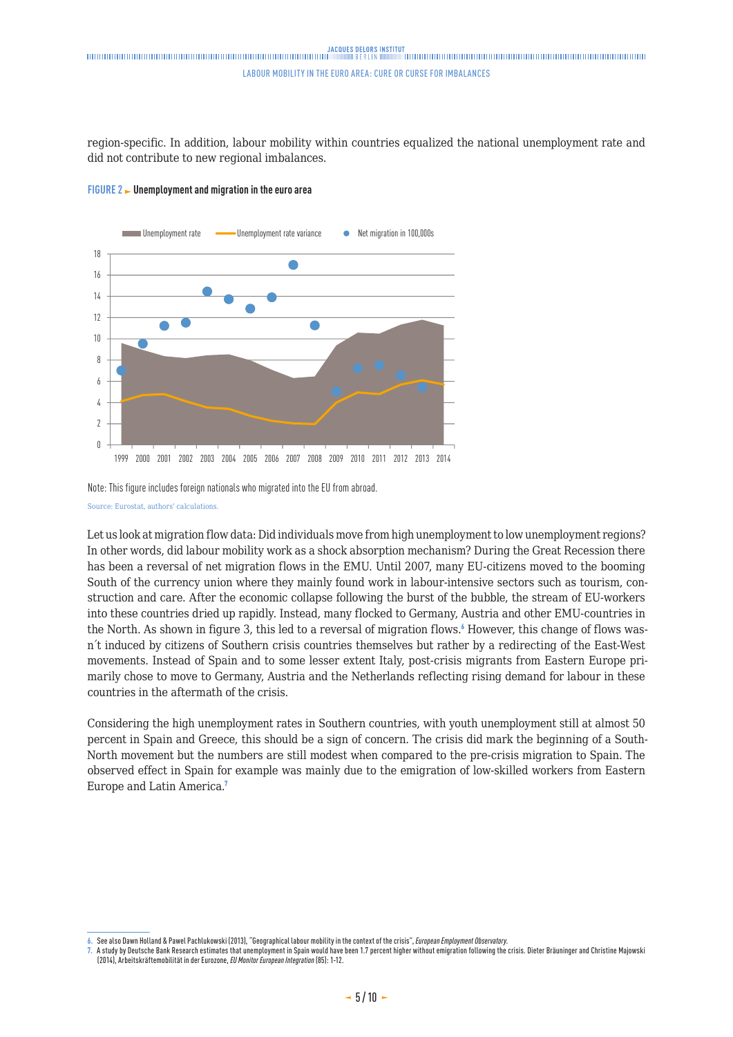region-specific. In addition, labour mobility within countries equalized the national unemployment rate and did not contribute to new regional imbalances.

**FIGURE 2 ► Unemployment and migration in the euro area**

Note: This figure includes foreign nationals who migrated into the EU from abroad.

Source: Eurostat, authors' calculations.

Let us look at migration flow data: Did individuals move from high unemployment to low unemployment regions? In other words, did labour mobility work as a shock absorption mechanism? During the Great Recession there has been a reversal of net migration flows in the EMU. Until 2007, many EU-citizens moved to the booming South of the currency union where they mainly found work in labour-intensive sectors such as tourism, construction and care. After the economic collapse following the burst of the bubble, the stream of EU-workers into these countries dried up rapidly. Instead, many flocked to Germany, Austria and other EMU-countries in the North. As shown in figure 3, this led to a reversal of migration flows.[6] However, this change of flows wasn´t induced by citizens of Southern crisis countries themselves but rather by a redirecting of the East-West movements. Instead of Spain and to some lesser extent Italy, post-crisis migrants from Eastern Europe primarily chose to move to Germany, Austria and the Netherlands reflecting rising demand for labour in these countries in the aftermath of the crisis.

Considering the high unemployment rates in Southern countries, with youth unemployment still at almost 50 percent in Spain and Greece, this should be a sign of concern. The crisis did mark the beginning of a South-North movement but the numbers are still modest when compared to the pre-crisis migration to Spain. The observed effect in Spain for example was mainly due to the emigration of low-skilled workers from Eastern Europe and Latin America.[7]

---

6. See also Dawn Holland & Pawel Pachlukowski (2013), "Geographical labour mobility in the context of the crisis", *European Employment Observatory*.

7. A study by Deutsche Bank Research estimates that unemployment in Spain would have been 1.7 percent higher without emigration following the crisis. Dieter Bräuninger and Christine Majowski (2014), Arbeitskräftemobilität in der Eurozone, *EU Monitor European Integration* (85): 1-12.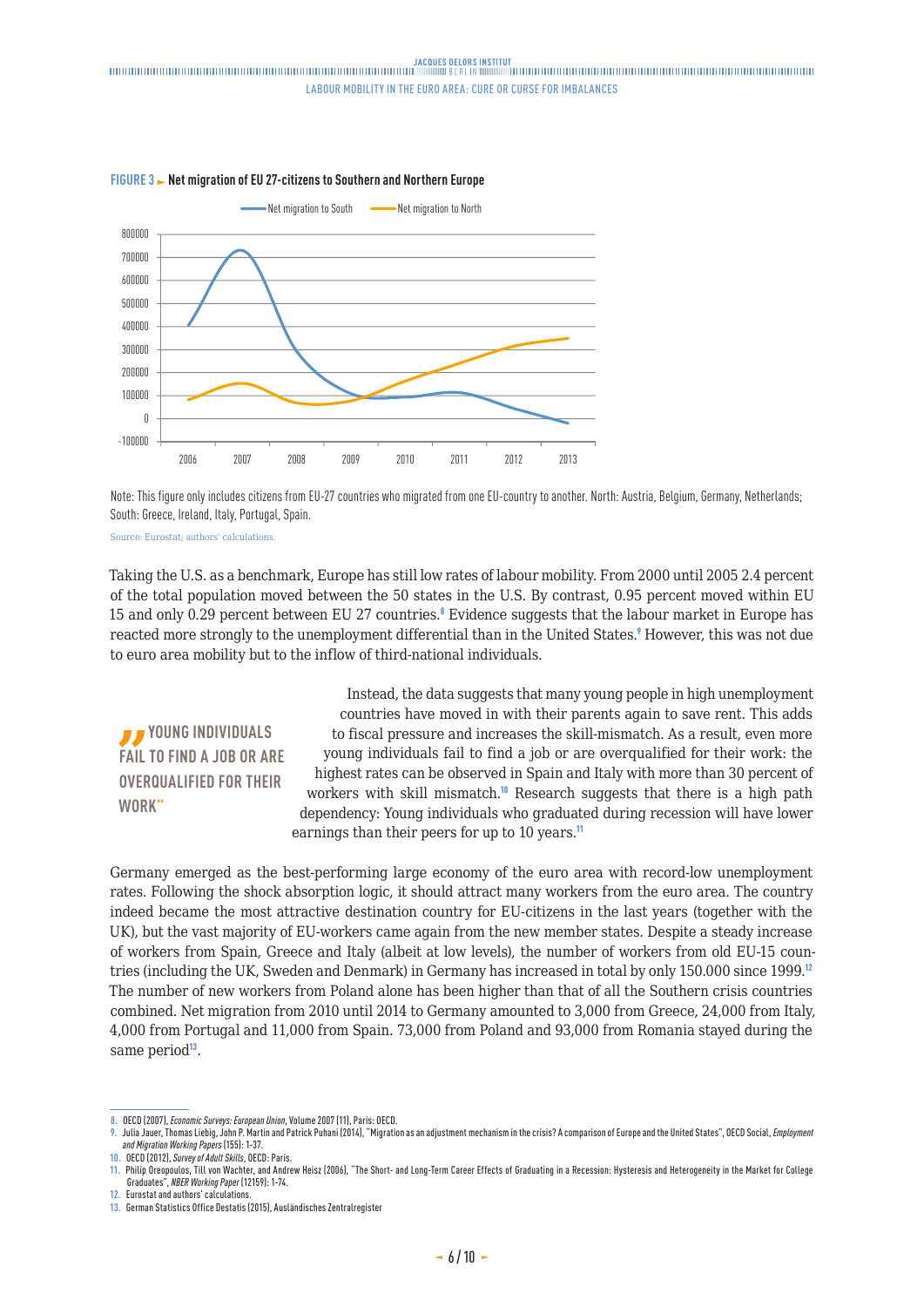**FIGURE 3 ► Net migration of EU 27-citizens to Southern and Northern Europe**

Note: This figure only includes citizens from EU-27 countries who migrated from one EU-country to another. North: Austria, Belgium, Germany, Netherlands; South: Greece, Ireland, Italy, Portugal, Spain.

Source: Eurostat; authors' calculations.

Taking the U.S. as a benchmark, Europe has still low rates of labour mobility. From 2000 until 2005 2.4 percent of the total population moved between the 50 states in the U.S. By contrast, 0.95 percent moved within EU 15 and only 0.29 percent between EU 27 countries.[8] Evidence suggests that the labour market in Europe has reacted more strongly to the unemployment differential than in the United States.[9] However, this was not due to euro area mobility but to the inflow of third-national individuals.

> "YOUNG INDIVIDUALS FAIL TO FIND A JOB OR ARE OVERQUALIFIED FOR THEIR WORK"

Instead, the data suggests that many young people in high unemployment countries have moved in with their parents again to save rent. This adds to fiscal pressure and increases the skill-mismatch. As a result, even more young individuals fail to find a job or are overqualified for their work: the highest rates can be observed in Spain and Italy with more than 30 percent of workers with skill mismatch.[10] Research suggests that there is a high path dependency: Young individuals who graduated during recession will have lower earnings than their peers for up to 10 years.[11]

Germany emerged as the best-performing large economy of the euro area with record-low unemployment rates. Following the shock absorption logic, it should attract many workers from the euro area. The country indeed became the most attractive destination country for EU-citizens in the last years (together with the UK), but the vast majority of EU-workers came again from the new member states. Despite a steady increase of workers from Spain, Greece and Italy (albeit at low levels), the number of workers from old EU-15 countries (including the UK, Sweden and Denmark) in Germany has increased in total by only 150.000 since 1999.[12] The number of new workers from Poland alone has been higher than that of all the Southern crisis countries combined. Net migration from 2010 until 2014 to Germany amounted to 3,000 from Greece, 24,000 from Italy, 4,000 from Portugal and 11,000 from Spain. 73,000 from Poland and 93,000 from Romania stayed during the same period[13].

---

8. OECD (2007), *Economic Surveys: European Union*, Volume 2007 (11), Paris: OECD.
9. Julia Jauer, Thomas Liebig, John P. Martin and Patrick Puhani (2014), "Migration as an adjustment mechanism in the crisis? A comparison of Europe and the United States", OECD Social, *Employment and Migration Working Papers* (155): 1-37.
10. OECD (2012), *Survey of Adult Skills*, OECD: Paris.
11. Philip Oreopoulos, Till von Wachter, and Andrew Heisz (2006), "The Short- and Long-Term Career Effects of Graduating in a Recession: Hysteresis and Heterogeneity in the Market for College Graduates", *NBER Working Paper* (12159): 1-74.
12. Eurostat and authors' calculations.
13. German Statistics Office Destatis (2015), Ausländisches Zentralregister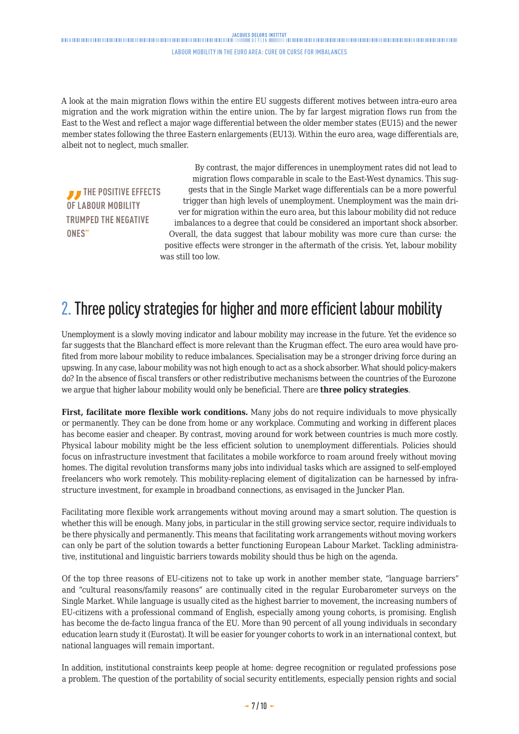A look at the main migration flows within the entire EU suggests different motives between intra-euro area migration and the work migration within the entire union. The by far largest migration flows run from the East to the West and reflect a major wage differential between the older member states (EU15) and the newer member states following the three Eastern enlargements (EU13). Within the euro area, wage differentials are, albeit not to neglect, much smaller.

> "THE POSITIVE EFFECTS OF LABOUR MOBILITY TRUMPED THE NEGATIVE ONES"

By contrast, the major differences in unemployment rates did not lead to migration flows comparable in scale to the East-West dynamics. This suggests that in the Single Market wage differentials can be a more powerful trigger than high levels of unemployment. Unemployment was the main driver for migration within the euro area, but this labour mobility did not reduce imbalances to a degree that could be considered an important shock absorber. Overall, the data suggest that labour mobility was more cure than curse: the positive effects were stronger in the aftermath of the crisis. Yet, labour mobility was still too low.

## 2. Three policy strategies for higher and more efficient labour mobility

Unemployment is a slowly moving indicator and labour mobility may increase in the future. Yet the evidence so far suggests that the Blanchard effect is more relevant than the Krugman effect. The euro area would have profited from more labour mobility to reduce imbalances. Specialisation may be a stronger driving force during an upswing. In any case, labour mobility was not high enough to act as a shock absorber. What should policy-makers do? In the absence of fiscal transfers or other redistributive mechanisms between the countries of the Eurozone we argue that higher labour mobility would only be beneficial. There are **three policy strategies**.

**First, facilitate more flexible work conditions.** Many jobs do not require individuals to move physically or permanently. They can be done from home or any workplace. Commuting and working in different places has become easier and cheaper. By contrast, moving around for work between countries is much more costly. Physical labour mobility might be the less efficient solution to unemployment differentials. Policies should focus on infrastructure investment that facilitates a mobile workforce to roam around freely without moving homes. The digital revolution transforms many jobs into individual tasks which are assigned to self-employed freelancers who work remotely. This mobility-replacing element of digitalization can be harnessed by infrastructure investment, for example in broadband connections, as envisaged in the Juncker Plan.

Facilitating more flexible work arrangements without moving around may a smart solution. The question is whether this will be enough. Many jobs, in particular in the still growing service sector, require individuals to be there physically and permanently. This means that facilitating work arrangements without moving workers can only be part of the solution towards a better functioning European Labour Market. Tackling administrative, institutional and linguistic barriers towards mobility should thus be high on the agenda.

Of the top three reasons of EU-citizens not to take up work in another member state, "language barriers" and "cultural reasons/family reasons" are continually cited in the regular Eurobarometer surveys on the Single Market. While language is usually cited as the highest barrier to movement, the increasing numbers of EU-citizens with a professional command of English, especially among young cohorts, is promising. English has become the de-facto lingua franca of the EU. More than 90 percent of all young individuals in secondary education learn study it (Eurostat). It will be easier for younger cohorts to work in an international context, but national languages will remain important.

In addition, institutional constraints keep people at home: degree recognition or regulated professions pose a problem. The question of the portability of social security entitlements, especially pension rights and social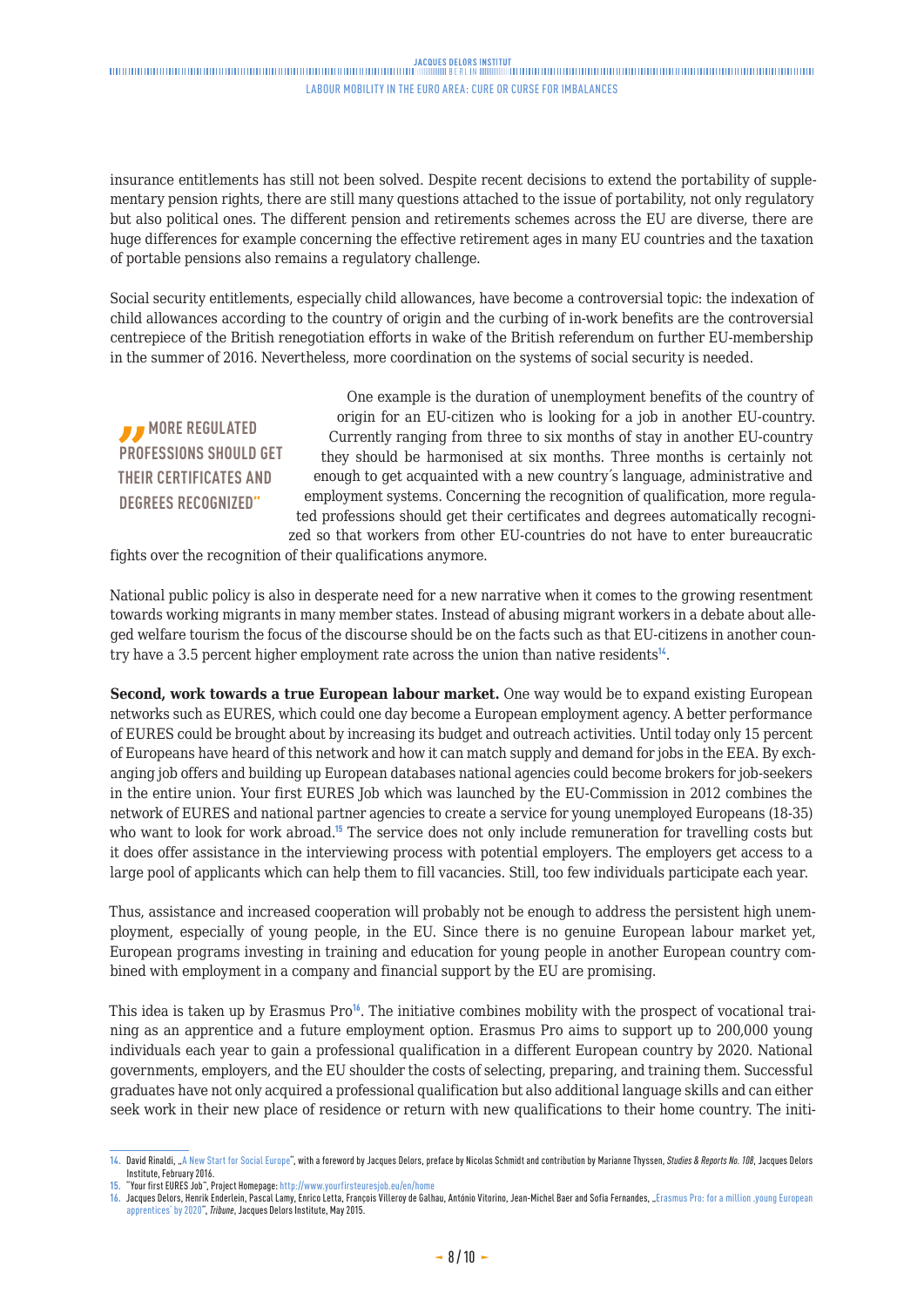insurance entitlements has still not been solved. Despite recent decisions to extend the portability of supplementary pension rights, there are still many questions attached to the issue of portability, not only regulatory but also political ones. The different pension and retirements schemes across the EU are diverse, there are huge differences for example concerning the effective retirement ages in many EU countries and the taxation of portable pensions also remains a regulatory challenge.

Social security entitlements, especially child allowances, have become a controversial topic: the indexation of child allowances according to the country of origin and the curbing of in-work benefits are the controversial centrepiece of the British renegotiation efforts in wake of the British referendum on further EU-membership in the summer of 2016. Nevertheless, more coordination on the systems of social security is needed.

> "MORE REGULATED PROFESSIONS SHOULD GET THEIR CERTIFICATES AND DEGREES RECOGNIZED"

One example is the duration of unemployment benefits of the country of origin for an EU-citizen who is looking for a job in another EU-country. Currently ranging from three to six months of stay in another EU-country they should be harmonised at six months. Three months is certainly not enough to get acquainted with a new country´s language, administrative and employment systems. Concerning the recognition of qualification, more regulated professions should get their certificates and degrees automatically recognized so that workers from other EU-countries do not have to enter bureaucratic fights over the recognition of their qualifications anymore.

National public policy is also in desperate need for a new narrative when it comes to the growing resentment towards working migrants in many member states. Instead of abusing migrant workers in a debate about alleged welfare tourism the focus of the discourse should be on the facts such as that EU-citizens in another country have a 3.5 percent higher employment rate across the union than native residents[14].

**Second, work towards a true European labour market.** One way would be to expand existing European networks such as EURES, which could one day become a European employment agency. A better performance of EURES could be brought about by increasing its budget and outreach activities. Until today only 15 percent of Europeans have heard of this network and how it can match supply and demand for jobs in the EEA. By exchanging job offers and building up European databases national agencies could become brokers for job-seekers in the entire union. Your first EURES Job which was launched by the EU-Commission in 2012 combines the network of EURES and national partner agencies to create a service for young unemployed Europeans (18-35) who want to look for work abroad.[15] The service does not only include remuneration for travelling costs but it does offer assistance in the interviewing process with potential employers. The employers get access to a large pool of applicants which can help them to fill vacancies. Still, too few individuals participate each year.

Thus, assistance and increased cooperation will probably not be enough to address the persistent high unemployment, especially of young people, in the EU. Since there is no genuine European labour market yet, European programs investing in training and education for young people in another European country combined with employment in a company and financial support by the EU are promising.

This idea is taken up by Erasmus Pro[16]. The initiative combines mobility with the prospect of vocational training as an apprentice and a future employment option. Erasmus Pro aims to support up to 200,000 young individuals each year to gain a professional qualification in a different European country by 2020. National governments, employers, and the EU shoulder the costs of selecting, preparing, and training them. Successful graduates have not only acquired a professional qualification but also additional language skills and can either seek work in their new place of residence or return with new qualifications to their home country. The initi-

---

14. David Rinaldi, „A New Start for Social Europe", with a foreword by Jacques Delors, preface by Nicolas Schmidt and contribution by Marianne Thyssen, *Studies & Reports No. 108*, Jacques Delors Institute, February 2016.
15. "Your first EURES Job", Project Homepage: http://www.yourfirsteuresjob.eu/en/home
16. Jacques Delors, Henrik Enderlein, Pascal Lamy, Enrico Letta, François Villeroy de Galhau, António Vitorino, Jean-Michel Baer and Sofia Fernandes, „Erasmus Pro: for a million ‚young European apprentices' by 2020", *Tribune*, Jacques Delors Institute, May 2015.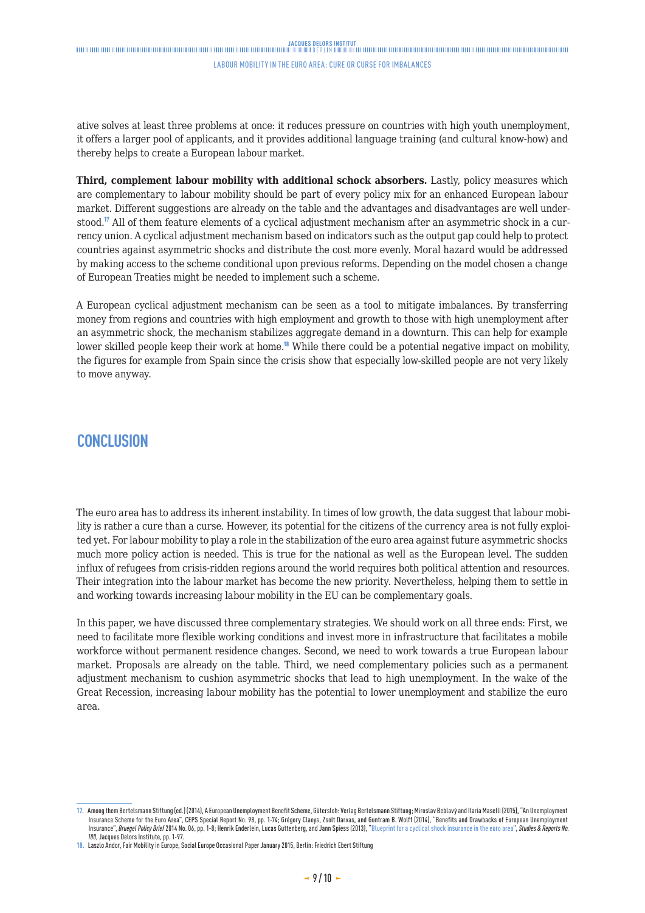ative solves at least three problems at once: it reduces pressure on countries with high youth unemployment, it offers a larger pool of applicants, and it provides additional language training (and cultural know-how) and thereby helps to create a European labour market.

**Third, complement labour mobility with additional schock absorbers.** Lastly, policy measures which are complementary to labour mobility should be part of every policy mix for an enhanced European labour market. Different suggestions are already on the table and the advantages and disadvantages are well understood.[17] All of them feature elements of a cyclical adjustment mechanism after an asymmetric shock in a currency union. A cyclical adjustment mechanism based on indicators such as the output gap could help to protect countries against asymmetric shocks and distribute the cost more evenly. Moral hazard would be addressed by making access to the scheme conditional upon previous reforms. Depending on the model chosen a change of European Treaties might be needed to implement such a scheme.

A European cyclical adjustment mechanism can be seen as a tool to mitigate imbalances. By transferring money from regions and countries with high employment and growth to those with high unemployment after an asymmetric shock, the mechanism stabilizes aggregate demand in a downturn. This can help for example lower skilled people keep their work at home.[18] While there could be a potential negative impact on mobility, the figures for example from Spain since the crisis show that especially low-skilled people are not very likely to move anyway.

## CONCLUSION

The euro area has to address its inherent instability. In times of low growth, the data suggest that labour mobility is rather a cure than a curse. However, its potential for the citizens of the currency area is not fully exploited yet. For labour mobility to play a role in the stabilization of the euro area against future asymmetric shocks much more policy action is needed. This is true for the national as well as the European level. The sudden influx of refugees from crisis-ridden regions around the world requires both political attention and resources. Their integration into the labour market has become the new priority. Nevertheless, helping them to settle in and working towards increasing labour mobility in the EU can be complementary goals.

In this paper, we have discussed three complementary strategies. We should work on all three ends: First, we need to facilitate more flexible working conditions and invest more in infrastructure that facilitates a mobile workforce without permanent residence changes. Second, we need to work towards a true European labour market. Proposals are already on the table. Third, we need complementary policies such as a permanent adjustment mechanism to cushion asymmetric shocks that lead to high unemployment. In the wake of the Great Recession, increasing labour mobility has the potential to lower unemployment and stabilize the euro area.

---

17. Among them Bertelsmann Stiftung (ed.) (2014), A European Unemployment Benefit Scheme, Gütersloh: Verlag Bertelsmann Stiftung; Miroslav Beblavý and Ilaria Maselli (2015), "An Unemployment Insurance Scheme for the Euro Area", CEPS Special Report No. 98, pp. 1-74; Grégory Claeys, Zsolt Darvas, and Guntram B. Wolff (2014), "Benefits and Drawbacks of European Unemployment Insurance", *Bruegel Policy Brief* 2014 No. 06, pp. 1-8; Henrik Enderlein, Lucas Guttenberg, and Jann Spiess (2013), "Blueprint for a cyclical shock insurance in the euro area", *Studies & Reports No. 100*, Jacques Delors Institute, pp. 1-97.
18. Laszlo Andor, Fair Mobility in Europe, Social Europe Occasional Paper January 2015, Berlin: Friedrich Ebert Stiftung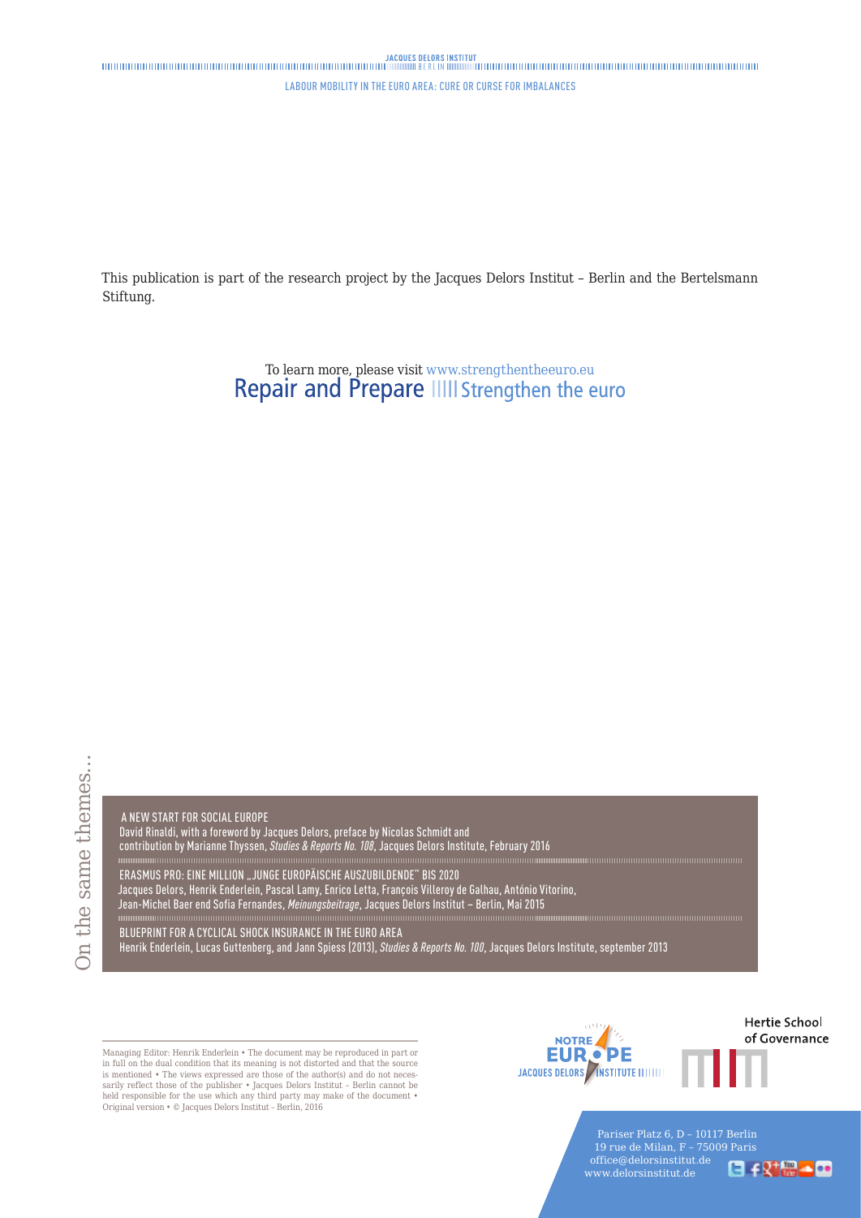This publication is part of the research project by the Jacques Delors Institut – Berlin and the Bertelsmann Stiftung.

To learn more, please visit www.strengthentheeuro.eu

Repair and Prepare Strengthen the euro

On the same themes…

A NEW START FOR SOCIAL EUROPE
David Rinaldi, with a foreword by Jacques Delors, preface by Nicolas Schmidt and contribution by Marianne Thyssen, *Studies & Reports No. 108*, Jacques Delors Institute, February 2016

ERASMUS PRO: EINE MILLION „JUNGE EUROPÄISCHE AUSZUBILDENDE" BIS 2020
Jacques Delors, Henrik Enderlein, Pascal Lamy, Enrico Letta, François Villeroy de Galhau, António Vitorino, Jean-Michel Baer end Sofia Fernandes, *Meinungsbeitrage*, Jacques Delors Institut – Berlin, Mai 2015

BLUEPRINT FOR A CYCLICAL SHOCK INSURANCE IN THE EURO AREA
Henrik Enderlein, Lucas Guttenberg, and Jann Spiess (2013), *Studies & Reports No. 100*, Jacques Delors Institute, september 2013

Managing Editor: Henrik Enderlein • The document may be reproduced in part or in full on the dual condition that its meaning is not distorted and that the source is mentioned • The views expressed are those of the author(s) and do not necessarily reflect those of the publisher • Jacques Delors Institut – Berlin cannot be held responsible for the use which any third party may make of the document • Original version • © Jacques Delors Institut – Berlin, 2016

Pariser Platz 6, D – 10117 Berlin
19 rue de Milan, F – 75009 Paris
office@delorsinstitut.de
www.delorsinstitut.de